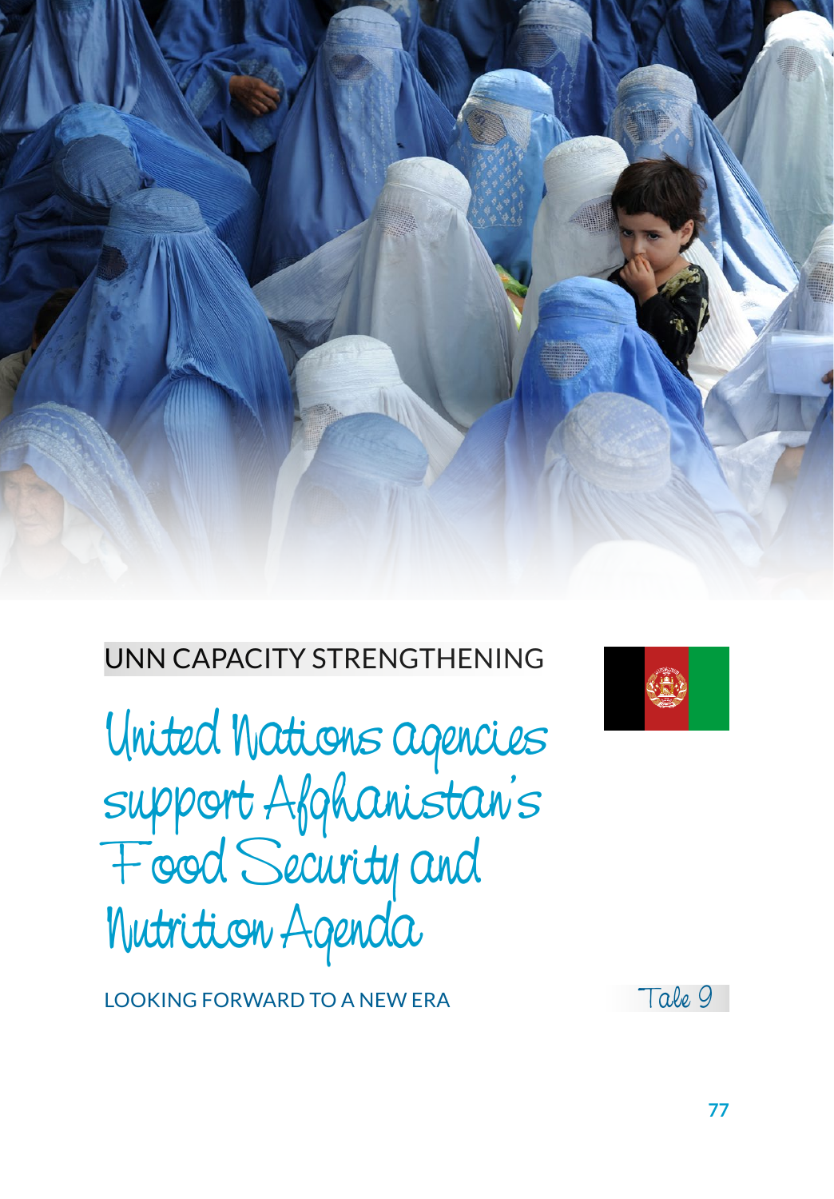UNN CAPACITY STRENGTHENING

# United Nations agencies support Afghanistan's Food Security and Nutrition Agenda

LOOKING FORWARD TO A NEW ERA

Tale 9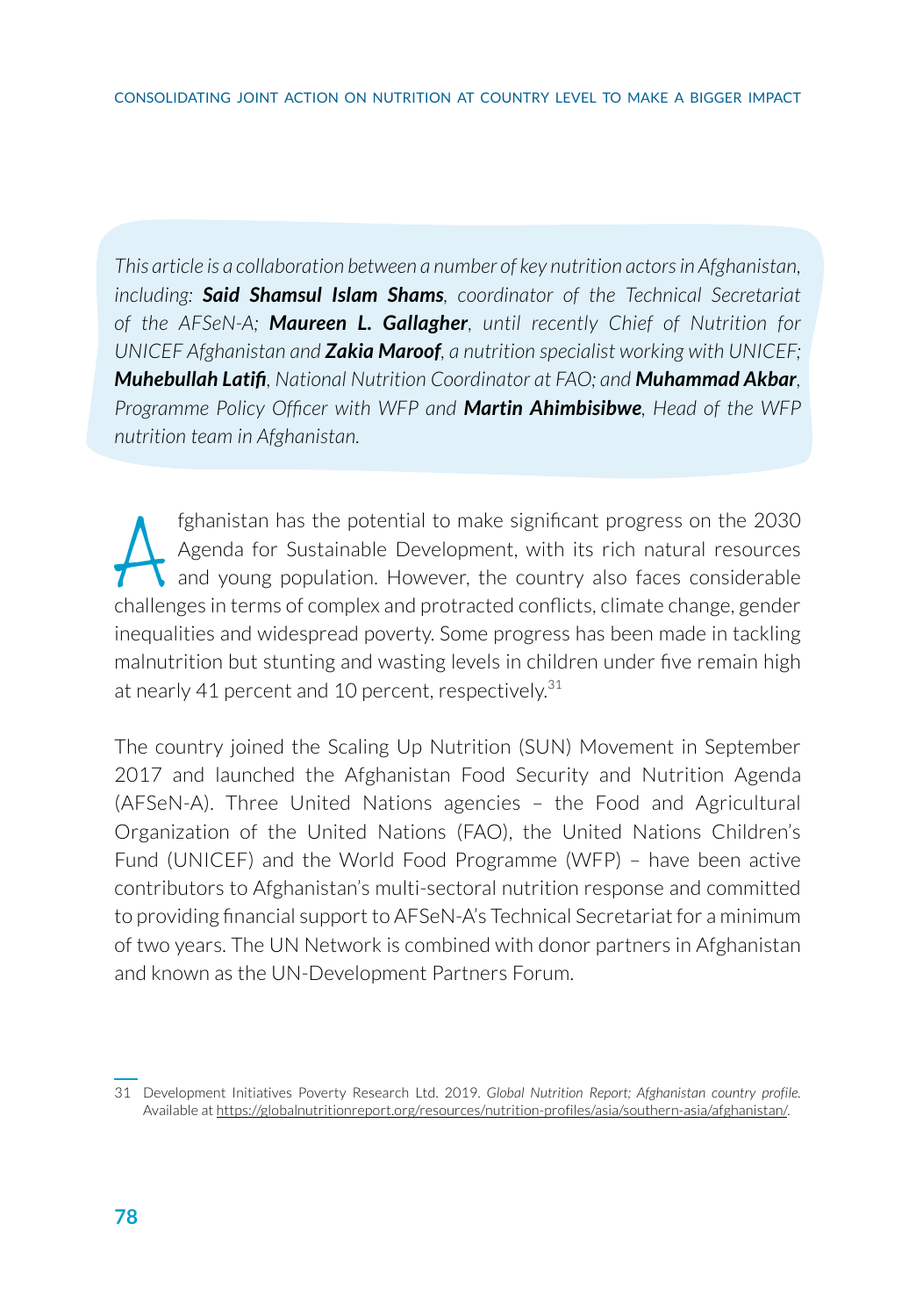*This article is a collaboration between a number of key nutrition actors in Afghanistan, including: **Said Shamsul Islam Shams**, coordinator of the Technical Secretariat of the AFSeN-A; **Maureen L. Gallagher**, until recently Chief of Nutrition for UNICEF Afghanistan and **Zakia Maroof**, a nutrition specialist working with UNICEF; **Muhebullah Latifi**, National Nutrition Coordinator at FAO; and **Muhammad Akbar**, Programme Policy Officer with WFP and **Martin Ahimbisibwe**, Head of the WFP nutrition team in Afghanistan.*

Afghanistan has the potential to make significant progress on the 2030 Agenda for Sustainable Development, with its rich natural resources and young population. However, the country also faces considerable challenges in terms of complex and protracted conflicts, climate change, gender inequalities and widespread poverty. Some progress has been made in tackling malnutrition but stunting and wasting levels in children under five remain high at nearly 41 percent and 10 percent, respectively.[31]

The country joined the Scaling Up Nutrition (SUN) Movement in September 2017 and launched the Afghanistan Food Security and Nutrition Agenda (AFSeN-A). Three United Nations agencies – the Food and Agricultural Organization of the United Nations (FAO), the United Nations Children's Fund (UNICEF) and the World Food Programme (WFP) – have been active contributors to Afghanistan's multi-sectoral nutrition response and committed to providing financial support to AFSeN-A's Technical Secretariat for a minimum of two years. The UN Network is combined with donor partners in Afghanistan and known as the UN-Development Partners Forum.

31 Development Initiatives Poverty Research Ltd. 2019. *Global Nutrition Report; Afghanistan country profile.* Available at https://globalnutritionreport.org/resources/nutrition-profiles/asia/southern-asia/afghanistan/.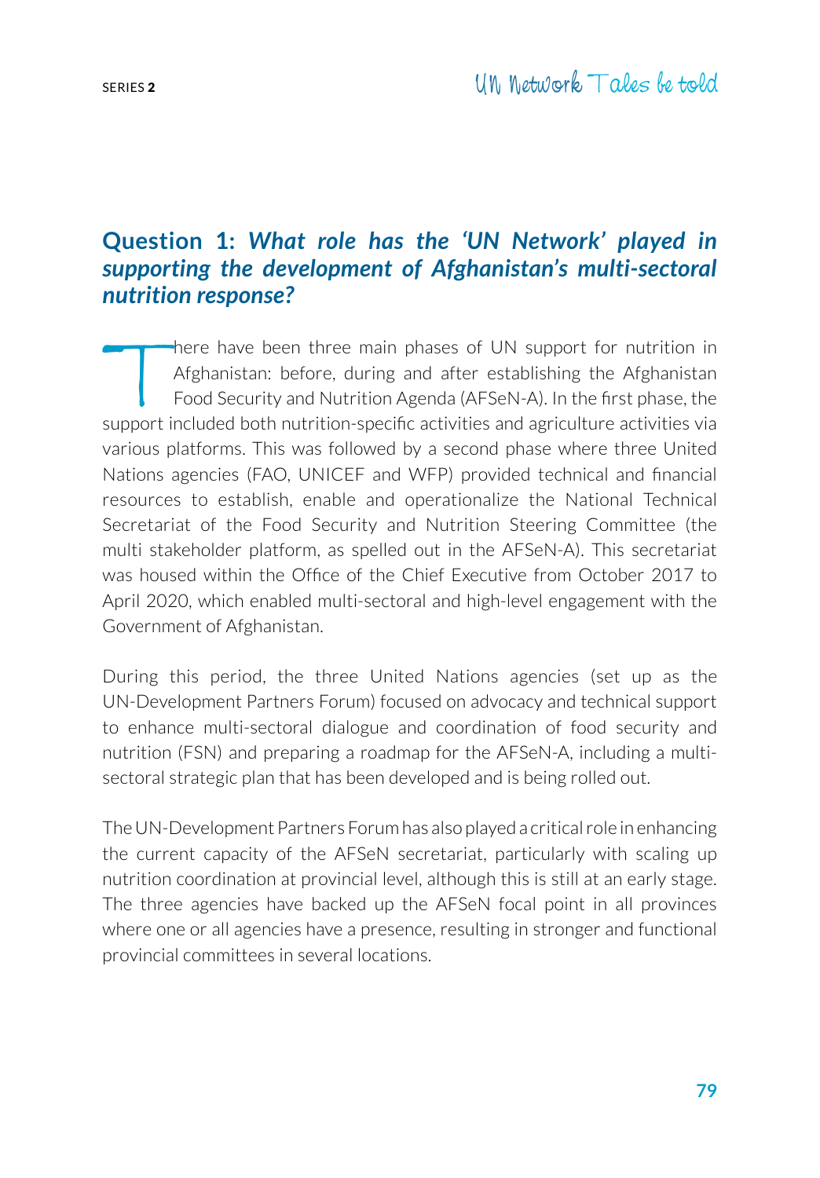## **Question 1:** ***What role has the 'UN Network' played in supporting the development of Afghanistan's multi-sectoral nutrition response?***

There have been three main phases of UN support for nutrition in Afghanistan: before, during and after establishing the Afghanistan Food Security and Nutrition Agenda (AFSeN-A). In the first phase, the support included both nutrition-specific activities and agriculture activities via various platforms. This was followed by a second phase where three United Nations agencies (FAO, UNICEF and WFP) provided technical and financial resources to establish, enable and operationalize the National Technical Secretariat of the Food Security and Nutrition Steering Committee (the multi stakeholder platform, as spelled out in the AFSeN-A). This secretariat was housed within the Office of the Chief Executive from October 2017 to April 2020, which enabled multi-sectoral and high-level engagement with the Government of Afghanistan.

During this period, the three United Nations agencies (set up as the UN-Development Partners Forum) focused on advocacy and technical support to enhance multi-sectoral dialogue and coordination of food security and nutrition (FSN) and preparing a roadmap for the AFSeN-A, including a multi-sectoral strategic plan that has been developed and is being rolled out.

The UN-Development Partners Forum has also played a critical role in enhancing the current capacity of the AFSeN secretariat, particularly with scaling up nutrition coordination at provincial level, although this is still at an early stage. The three agencies have backed up the AFSeN focal point in all provinces where one or all agencies have a presence, resulting in stronger and functional provincial committees in several locations.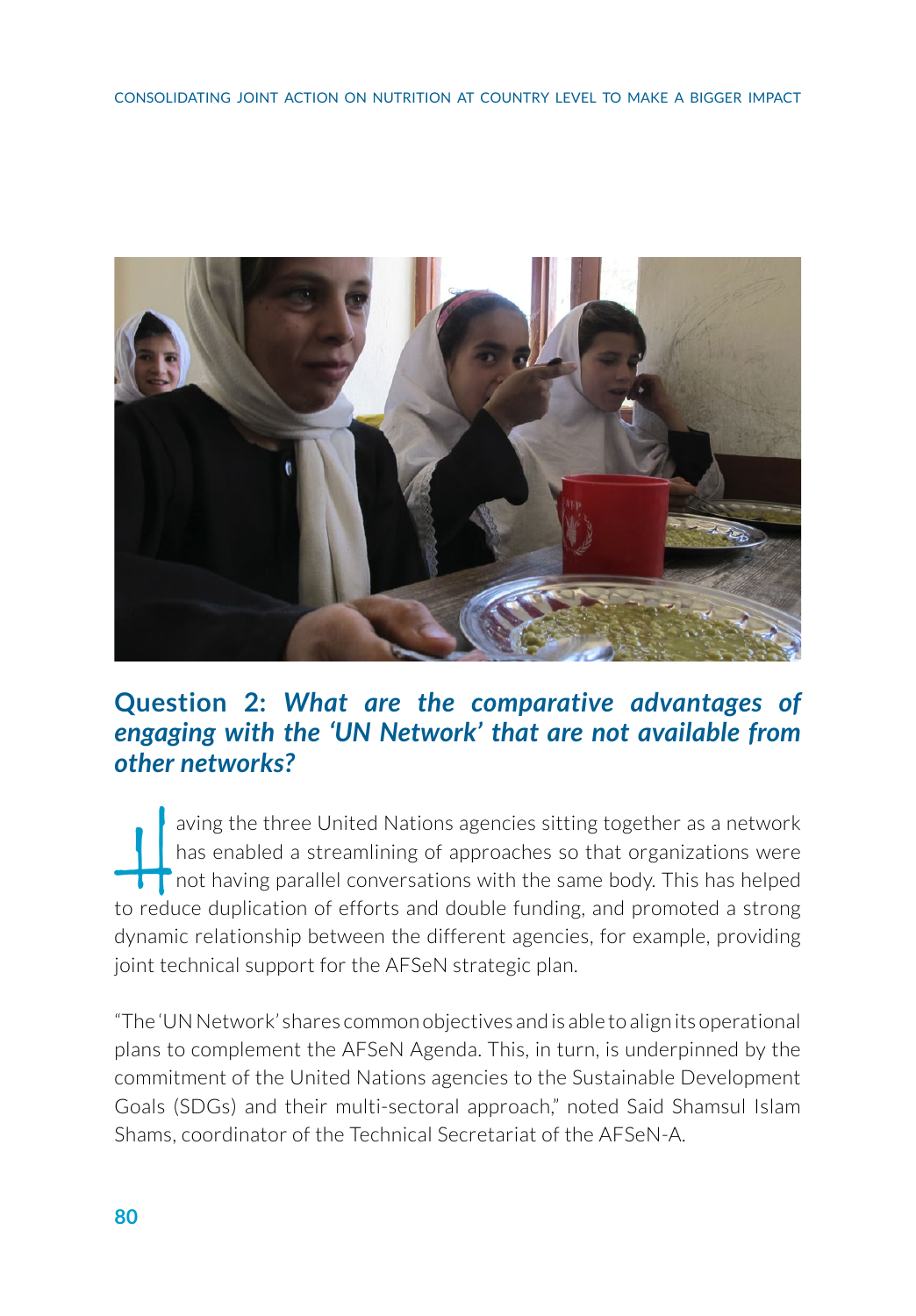## Question 2: *What are the comparative advantages of engaging with the 'UN Network' that are not available from other networks?*

Having the three United Nations agencies sitting together as a network has enabled a streamlining of approaches so that organizations were not having parallel conversations with the same body. This has helped to reduce duplication of efforts and double funding, and promoted a strong dynamic relationship between the different agencies, for example, providing joint technical support for the AFSeN strategic plan.

"The 'UN Network' shares common objectives and is able to align its operational plans to complement the AFSeN Agenda. This, in turn, is underpinned by the commitment of the United Nations agencies to the Sustainable Development Goals (SDGs) and their multi-sectoral approach," noted Said Shamsul Islam Shams, coordinator of the Technical Secretariat of the AFSeN-A.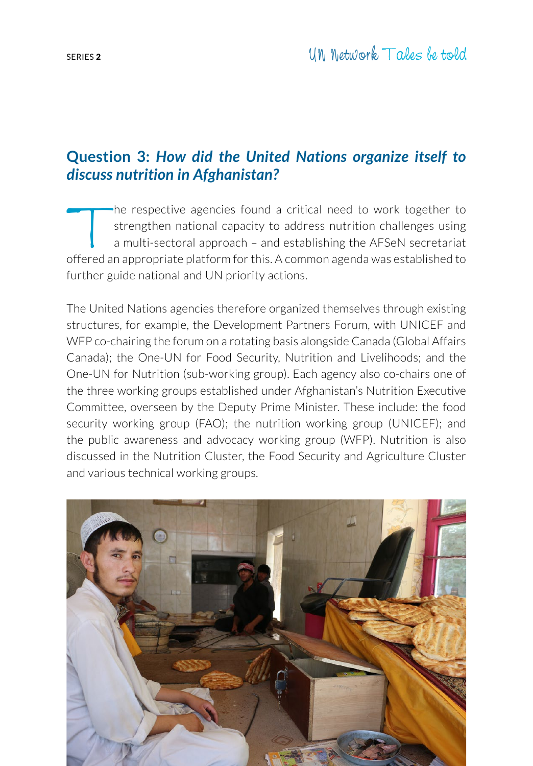## Question 3: *How did the United Nations organize itself to discuss nutrition in Afghanistan?*

The respective agencies found a critical need to work together to strengthen national capacity to address nutrition challenges using a multi-sectoral approach – and establishing the AFSeN secretariat offered an appropriate platform for this. A common agenda was established to further guide national and UN priority actions.

The United Nations agencies therefore organized themselves through existing structures, for example, the Development Partners Forum, with UNICEF and WFP co-chairing the forum on a rotating basis alongside Canada (Global Affairs Canada); the One-UN for Food Security, Nutrition and Livelihoods; and the One-UN for Nutrition (sub-working group). Each agency also co-chairs one of the three working groups established under Afghanistan's Nutrition Executive Committee, overseen by the Deputy Prime Minister. These include: the food security working group (FAO); the nutrition working group (UNICEF); and the public awareness and advocacy working group (WFP). Nutrition is also discussed in the Nutrition Cluster, the Food Security and Agriculture Cluster and various technical working groups.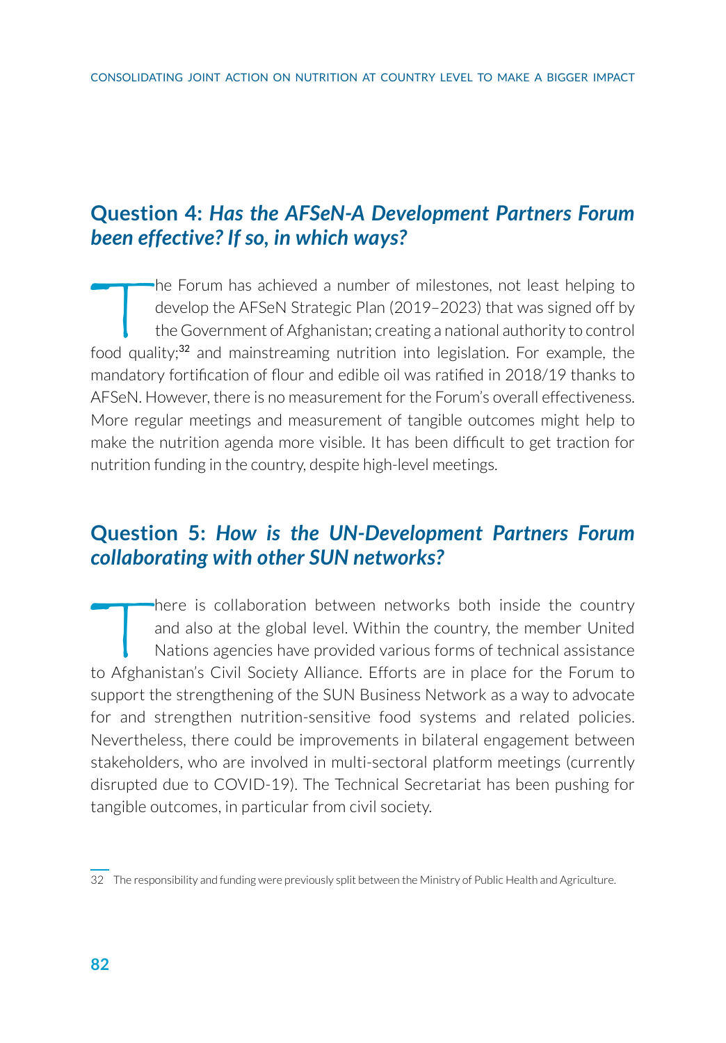## Question 4: *Has the AFSeN-A Development Partners Forum been effective? If so, in which ways?*

The Forum has achieved a number of milestones, not least helping to develop the AFSeN Strategic Plan (2019–2023) that was signed off by the Government of Afghanistan; creating a national authority to control food quality;[32] and mainstreaming nutrition into legislation. For example, the mandatory fortification of flour and edible oil was ratified in 2018/19 thanks to AFSeN. However, there is no measurement for the Forum's overall effectiveness. More regular meetings and measurement of tangible outcomes might help to make the nutrition agenda more visible. It has been difficult to get traction for nutrition funding in the country, despite high-level meetings.

## Question 5: *How is the UN-Development Partners Forum collaborating with other SUN networks?*

There is collaboration between networks both inside the country and also at the global level. Within the country, the member United Nations agencies have provided various forms of technical assistance to Afghanistan's Civil Society Alliance. Efforts are in place for the Forum to support the strengthening of the SUN Business Network as a way to advocate for and strengthen nutrition-sensitive food systems and related policies. Nevertheless, there could be improvements in bilateral engagement between stakeholders, who are involved in multi-sectoral platform meetings (currently disrupted due to COVID-19). The Technical Secretariat has been pushing for tangible outcomes, in particular from civil society.

32 The responsibility and funding were previously split between the Ministry of Public Health and Agriculture.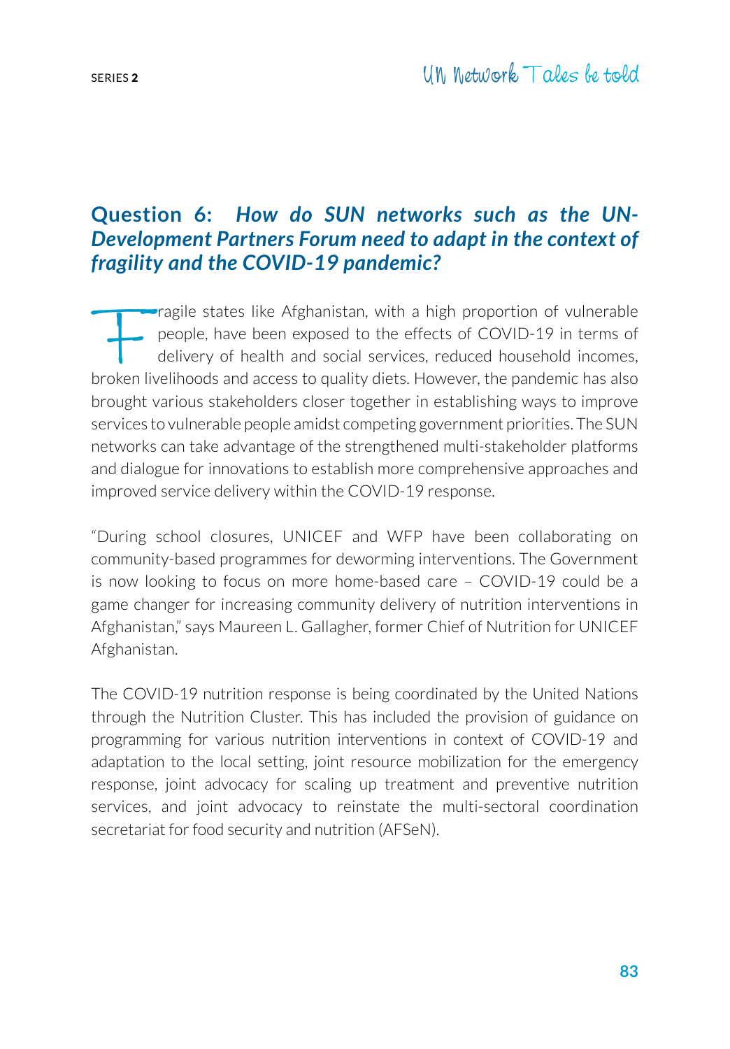## Question 6: *How do SUN networks such as the UN-Development Partners Forum need to adapt in the context of fragility and the COVID-19 pandemic?*

Fragile states like Afghanistan, with a high proportion of vulnerable people, have been exposed to the effects of COVID-19 in terms of delivery of health and social services, reduced household incomes, broken livelihoods and access to quality diets. However, the pandemic has also brought various stakeholders closer together in establishing ways to improve services to vulnerable people amidst competing government priorities. The SUN networks can take advantage of the strengthened multi-stakeholder platforms and dialogue for innovations to establish more comprehensive approaches and improved service delivery within the COVID-19 response.

"During school closures, UNICEF and WFP have been collaborating on community-based programmes for deworming interventions. The Government is now looking to focus on more home-based care – COVID-19 could be a game changer for increasing community delivery of nutrition interventions in Afghanistan," says Maureen L. Gallagher, former Chief of Nutrition for UNICEF Afghanistan.

The COVID-19 nutrition response is being coordinated by the United Nations through the Nutrition Cluster. This has included the provision of guidance on programming for various nutrition interventions in context of COVID-19 and adaptation to the local setting, joint resource mobilization for the emergency response, joint advocacy for scaling up treatment and preventive nutrition services, and joint advocacy to reinstate the multi-sectoral coordination secretariat for food security and nutrition (AFSeN).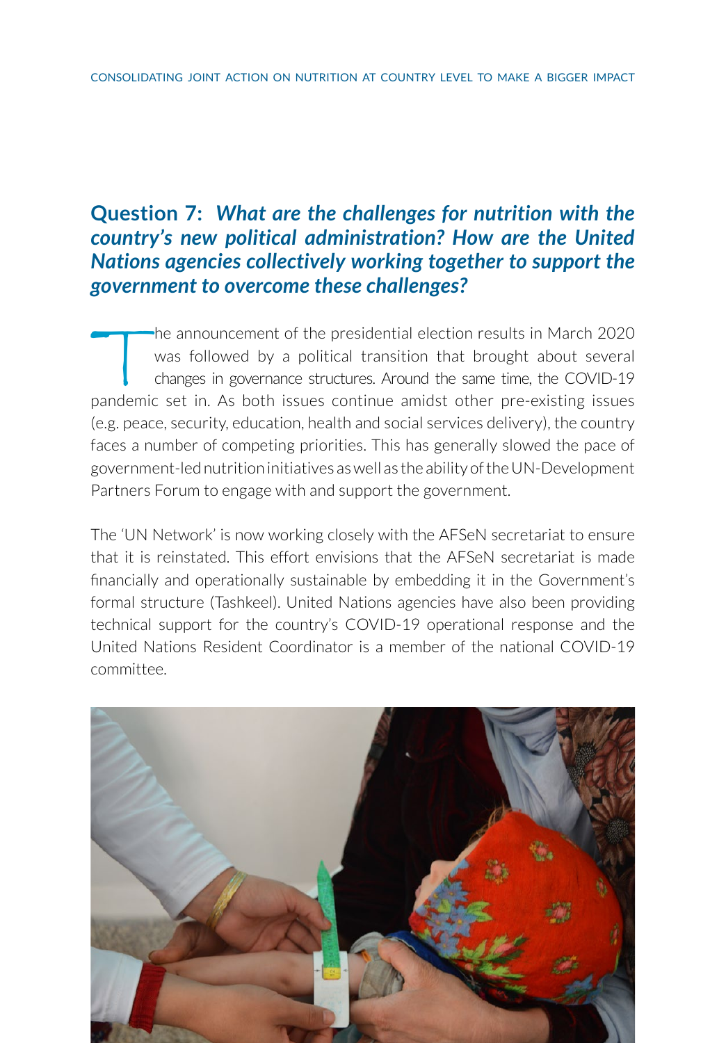## Question 7: *What are the challenges for nutrition with the country's new political administration? How are the United Nations agencies collectively working together to support the government to overcome these challenges?*

The announcement of the presidential election results in March 2020 was followed by a political transition that brought about several changes in governance structures. Around the same time, the COVID-19 pandemic set in. As both issues continue amidst other pre-existing issues (e.g. peace, security, education, health and social services delivery), the country faces a number of competing priorities. This has generally slowed the pace of government-led nutrition initiatives as well as the ability of the UN-Development Partners Forum to engage with and support the government.

The 'UN Network' is now working closely with the AFSeN secretariat to ensure that it is reinstated. This effort envisions that the AFSeN secretariat is made financially and operationally sustainable by embedding it in the Government's formal structure (Tashkeel). United Nations agencies have also been providing technical support for the country's COVID-19 operational response and the United Nations Resident Coordinator is a member of the national COVID-19 committee.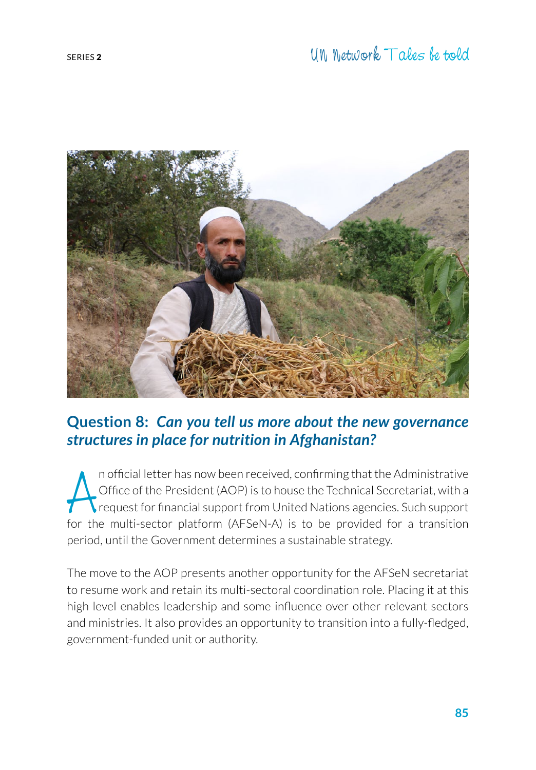## Question 8: *Can you tell us more about the new governance structures in place for nutrition in Afghanistan?*

An official letter has now been received, confirming that the Administrative Office of the President (AOP) is to house the Technical Secretariat, with a request for financial support from United Nations agencies. Such support for the multi-sector platform (AFSeN-A) is to be provided for a transition period, until the Government determines a sustainable strategy.

The move to the AOP presents another opportunity for the AFSeN secretariat to resume work and retain its multi-sectoral coordination role. Placing it at this high level enables leadership and some influence over other relevant sectors and ministries. It also provides an opportunity to transition into a fully-fledged, government-funded unit or authority.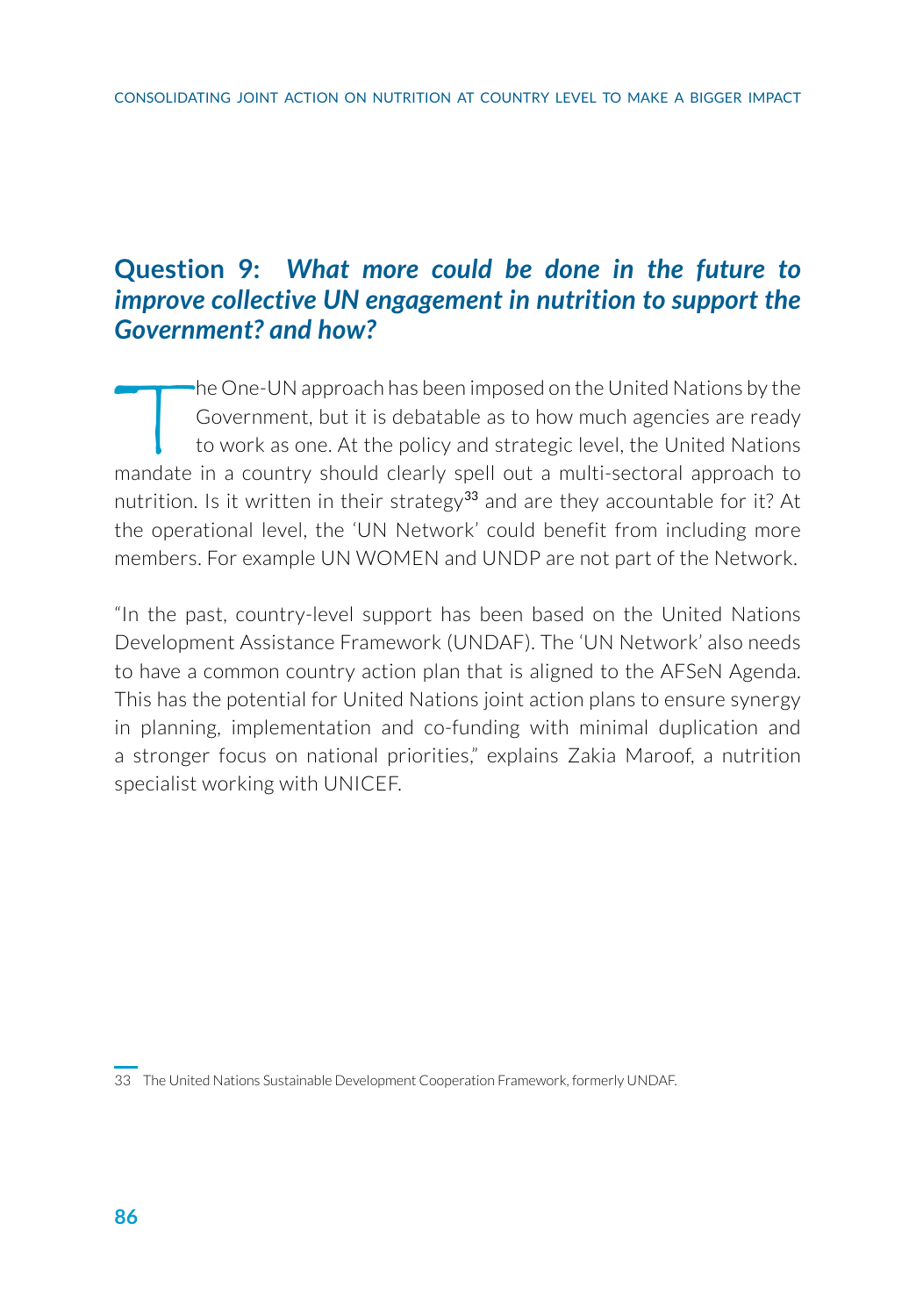## Question 9: *What more could be done in the future to improve collective UN engagement in nutrition to support the Government? and how?*

The One-UN approach has been imposed on the United Nations by the Government, but it is debatable as to how much agencies are ready to work as one. At the policy and strategic level, the United Nations mandate in a country should clearly spell out a multi-sectoral approach to nutrition. Is it written in their strategy[33] and are they accountable for it? At the operational level, the 'UN Network' could benefit from including more members. For example UN WOMEN and UNDP are not part of the Network.

"In the past, country-level support has been based on the United Nations Development Assistance Framework (UNDAF). The 'UN Network' also needs to have a common country action plan that is aligned to the AFSeN Agenda. This has the potential for United Nations joint action plans to ensure synergy in planning, implementation and co-funding with minimal duplication and a stronger focus on national priorities," explains Zakia Maroof, a nutrition specialist working with UNICEF.

---

33 The United Nations Sustainable Development Cooperation Framework, formerly UNDAF.